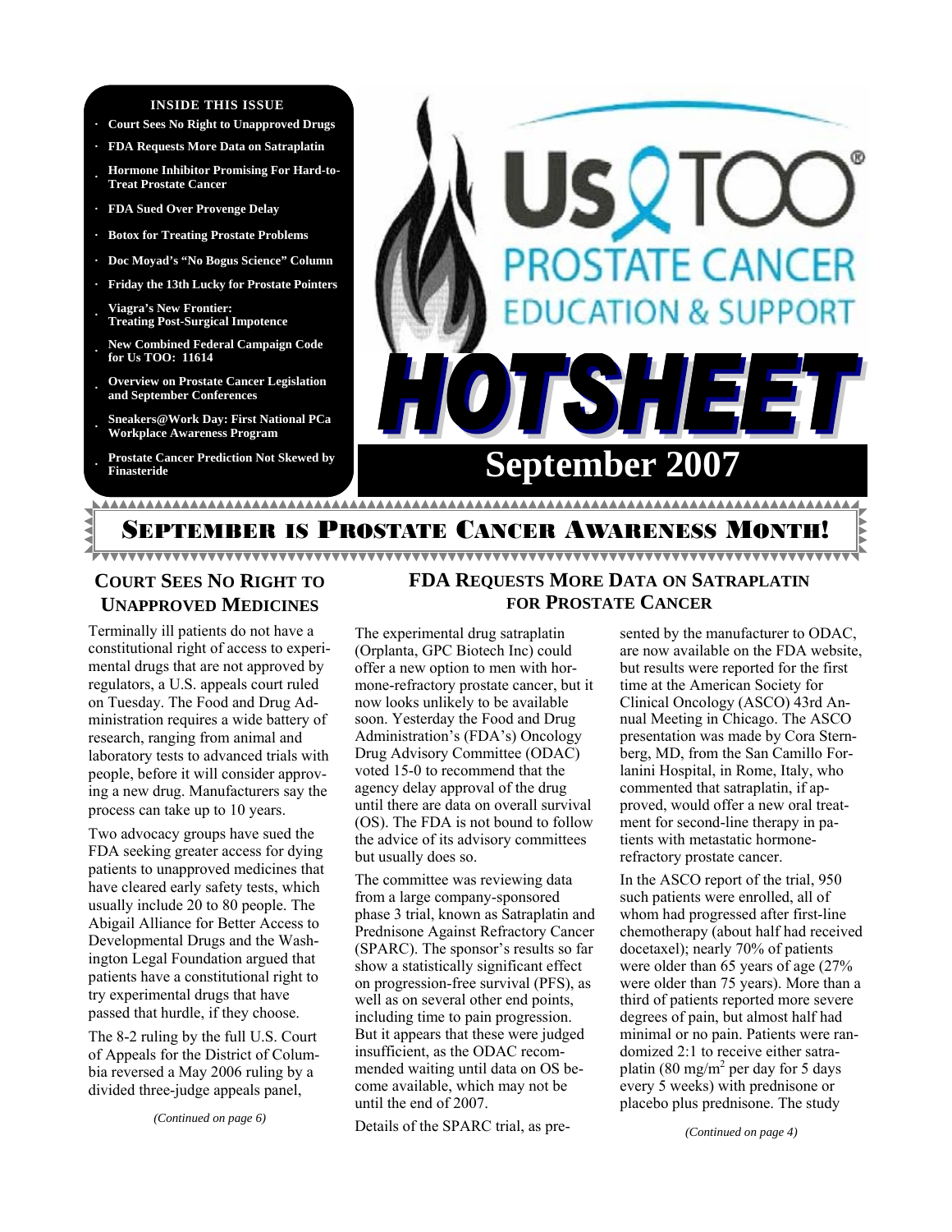**INSIDE THIS ISSUE**

- Court Sees No Right to Unapproved Drugs
- FDA Requests More Data on Satraplatin
- Hormone Inhibitor Promising For Hard-to-Treat Prostate Cancer
- FDA Sued Over Provenge Delay
- Botox for Treating Prostate Problems
- Doc Moyad's "No Bogus Science" Column
- Friday the 13th Lucky for Prostate Pointers
- Viagra's New Frontier: Treating Post-Surgical Impotence
- New Combined Federal Campaign Code for Us TOO: 11614
- Overview on Prostate Cancer Legislation and September Conferences
- Sneakers@Work Day: First National PCa Workplace Awareness Program
- Prostate Cancer Prediction Not Skewed by Finasteride

# Us TOO® PROSTATE CANCER EDUCATION & SUPPORT

# HOTSHEET

## September 2007

## SEPTEMBER IS PROSTATE CANCER AWARENESS MONTH!

### COURT SEES NO RIGHT TO UNAPPROVED MEDICINES

Terminally ill patients do not have a constitutional right of access to experimental drugs that are not approved by regulators, a U.S. appeals court ruled on Tuesday. The Food and Drug Administration requires a wide battery of research, ranging from animal and laboratory tests to advanced trials with people, before it will consider approving a new drug. Manufacturers say the process can take up to 10 years.

Two advocacy groups have sued the FDA seeking greater access for dying patients to unapproved medicines that have cleared early safety tests, which usually include 20 to 80 people. The Abigail Alliance for Better Access to Developmental Drugs and the Washington Legal Foundation argued that patients have a constitutional right to try experimental drugs that have passed that hurdle, if they choose.

The 8-2 ruling by the full U.S. Court of Appeals for the District of Columbia reversed a May 2006 ruling by a divided three-judge appeals panel,

*(Continued on page 6)*

### FDA REQUESTS MORE DATA ON SATRAPLATIN FOR PROSTATE CANCER

The experimental drug satraplatin (Orplanta, GPC Biotech Inc) could offer a new option to men with hormone-refractory prostate cancer, but it now looks unlikely to be available soon. Yesterday the Food and Drug Administration's (FDA's) Oncology Drug Advisory Committee (ODAC) voted 15-0 to recommend that the agency delay approval of the drug until there are data on overall survival (OS). The FDA is not bound to follow the advice of its advisory committees but usually does so.

The committee was reviewing data from a large company-sponsored phase 3 trial, known as Satraplatin and Prednisone Against Refractory Cancer (SPARC). The sponsor's results so far show a statistically significant effect on progression-free survival (PFS), as well as on several other end points, including time to pain progression. But it appears that these were judged insufficient, as the ODAC recommended waiting until data on OS become available, which may not be until the end of 2007.

Details of the SPARC trial, as presented by the manufacturer to ODAC, are now available on the FDA website, but results were reported for the first time at the American Society for Clinical Oncology (ASCO) 43rd Annual Meeting in Chicago. The ASCO presentation was made by Cora Sternberg, MD, from the San Camillo Forlanini Hospital, in Rome, Italy, who commented that satraplatin, if approved, would offer a new oral treatment for second-line therapy in patients with metastatic hormone-refractory prostate cancer.

In the ASCO report of the trial, 950 such patients were enrolled, all of whom had progressed after first-line chemotherapy (about half had received docetaxel); nearly 70% of patients were older than 65 years of age (27% were older than 75 years). More than a third of patients reported more severe degrees of pain, but almost half had minimal or no pain. Patients were randomized 2:1 to receive either satraplatin (80 mg/m$^2$ per day for 5 days every 5 weeks) with prednisone or placebo plus prednisone. The study

*(Continued on page 4)*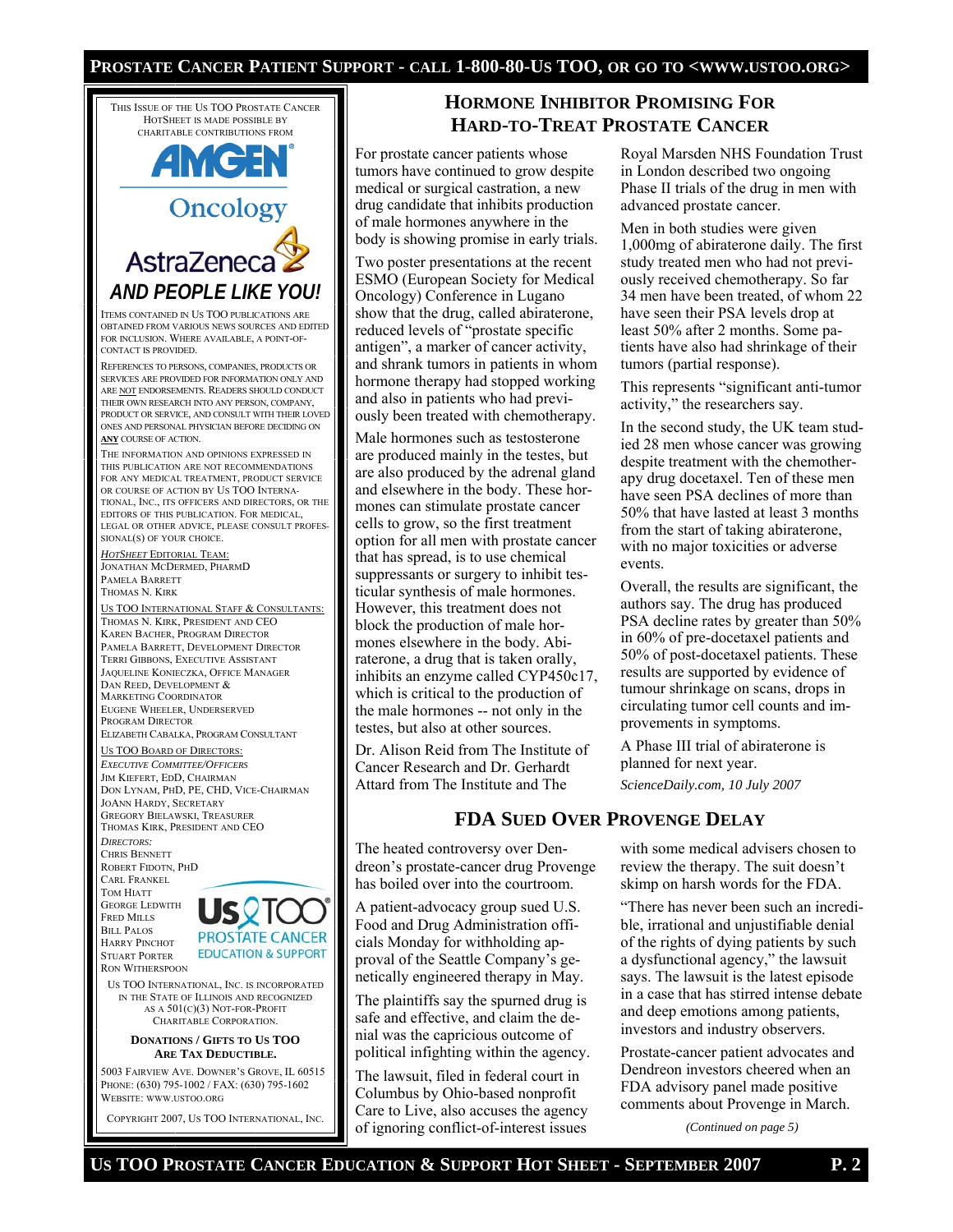THIS ISSUE OF THE US TOO PROSTATE CANCER HOTSHEET IS MADE POSSIBLE BY CHARITABLE CONTRIBUTIONS FROM

AMGEN Oncology

AstraZeneca

***AND PEOPLE LIKE YOU!***

ITEMS CONTAINED IN US TOO PUBLICATIONS ARE OBTAINED FROM VARIOUS NEWS SOURCES AND EDITED FOR INCLUSION. WHERE AVAILABLE, A POINT-OF-CONTACT IS PROVIDED.

REFERENCES TO PERSONS, COMPANIES, PRODUCTS OR SERVICES ARE PROVIDED FOR INFORMATION ONLY AND ARE NOT ENDORSEMENTS. READERS SHOULD CONDUCT THEIR OWN RESEARCH INTO ANY PERSON, COMPANY, PRODUCT OR SERVICE, AND CONSULT WITH THEIR LOVED ONES AND PERSONAL PHYSICIAN BEFORE DECIDING ON **ANY** COURSE OF ACTION.

THE INFORMATION AND OPINIONS EXPRESSED IN THIS PUBLICATION ARE NOT RECOMMENDATIONS FOR ANY MEDICAL TREATMENT, PRODUCT SERVICE OR COURSE OF ACTION BY US TOO INTERNATIONAL, INC., ITS OFFICERS AND DIRECTORS, OR THE EDITORS OF THIS PUBLICATION. FOR MEDICAL, LEGAL OR OTHER ADVICE, PLEASE CONSULT PROFESSIONAL(S) OF YOUR CHOICE.

*HOTSHEET* EDITORIAL TEAM:
JONATHAN MCDERMED, PHARMD
PAMELA BARRETT
THOMAS N. KIRK

US TOO INTERNATIONAL STAFF & CONSULTANTS:
THOMAS N. KIRK, PRESIDENT AND CEO
KAREN BACHER, PROGRAM DIRECTOR
PAMELA BARRETT, DEVELOPMENT DIRECTOR
TERRI GIBBONS, EXECUTIVE ASSISTANT
JAQUELINE KONIECZKA, OFFICE MANAGER
DAN REED, DEVELOPMENT & MARKETING COORDINATOR
EUGENE WHEELER, UNDERSERVED PROGRAM DIRECTOR
ELIZABETH CABALKA, PROGRAM CONSULTANT

US TOO BOARD OF DIRECTORS:
*EXECUTIVE COMMITTEE/OFFICERS*
JIM KIEFERT, EDD, CHAIRMAN
DON LYNAM, PHD, PE, CHD, VICE-CHAIRMAN
JOANN HARDY, SECRETARY
GREGORY BIELAWSKI, TREASURER
THOMAS KIRK, PRESIDENT AND CEO
*DIRECTORS:*
CHRIS BENNETT
ROBERT FIDOTN, PHD
CARL FRANKEL
TOM HIATT
GEORGE LEDWITH
FRED MILLS
BILL PALOS
HARRY PINCHOT
STUART PORTER
RON WITHERSPOON

Us TOO PROSTATE CANCER EDUCATION & SUPPORT

US TOO INTERNATIONAL, INC. IS INCORPORATED IN THE STATE OF ILLINOIS AND RECOGNIZED AS A 501(C)(3) NOT-FOR-PROFIT CHARITABLE CORPORATION.

**DONATIONS / GIFTS TO US TOO ARE TAX DEDUCTIBLE.**

5003 FAIRVIEW AVE. DOWNER'S GROVE, IL 60515
PHONE: (630) 795-1002 / FAX: (630) 795-1602
WEBSITE: WWW.USTOO.ORG

COPYRIGHT 2007, US TOO INTERNATIONAL, INC.

## HORMONE INHIBITOR PROMISING FOR HARD-TO-TREAT PROSTATE CANCER

For prostate cancer patients whose tumors have continued to grow despite medical or surgical castration, a new drug candidate that inhibits production of male hormones anywhere in the body is showing promise in early trials.

Two poster presentations at the recent ESMO (European Society for Medical Oncology) Conference in Lugano show that the drug, called abiraterone, reduced levels of "prostate specific antigen", a marker of cancer activity, and shrank tumors in patients in whom hormone therapy had stopped working and also in patients who had previously been treated with chemotherapy.

Male hormones such as testosterone are produced mainly in the testes, but are also produced by the adrenal gland and elsewhere in the body. These hormones can stimulate prostate cancer cells to grow, so the first treatment option for all men with prostate cancer that has spread, is to use chemical suppressants or surgery to inhibit testicular synthesis of male hormones. However, this treatment does not block the production of male hormones elsewhere in the body. Abiraterone, a drug that is taken orally, inhibits an enzyme called CYP450c17, which is critical to the production of the male hormones -- not only in the testes, but also at other sources.

Dr. Alison Reid from The Institute of Cancer Research and Dr. Gerhardt Attard from The Institute and The Royal Marsden NHS Foundation Trust in London described two ongoing Phase II trials of the drug in men with advanced prostate cancer.

Men in both studies were given 1,000mg of abiraterone daily. The first study treated men who had not previously received chemotherapy. So far 34 men have been treated, of whom 22 have seen their PSA levels drop at least 50% after 2 months. Some patients have also had shrinkage of their tumors (partial response).

This represents "significant anti-tumor activity," the researchers say.

In the second study, the UK team studied 28 men whose cancer was growing despite treatment with the chemotherapy drug docetaxel. Ten of these men have seen PSA declines of more than 50% that have lasted at least 3 months from the start of taking abiraterone, with no major toxicities or adverse events.

Overall, the results are significant, the authors say. The drug has produced PSA decline rates by greater than 50% in 60% of pre-docetaxel patients and 50% of post-docetaxel patients. These results are supported by evidence of tumour shrinkage on scans, drops in circulating tumor cell counts and improvements in symptoms.

A Phase III trial of abiraterone is planned for next year.

*ScienceDaily.com, 10 July 2007*

## FDA SUED OVER PROVENGE DELAY

The heated controversy over Dendreon's prostate-cancer drug Provenge has boiled over into the courtroom.

A patient-advocacy group sued U.S. Food and Drug Administration officials Monday for withholding approval of the Seattle Company's genetically engineered therapy in May.

The plaintiffs say the spurned drug is safe and effective, and claim the denial was the capricious outcome of political infighting within the agency.

The lawsuit, filed in federal court in Columbus by Ohio-based nonprofit Care to Live, also accuses the agency of ignoring conflict-of-interest issues with some medical advisers chosen to review the therapy. The suit doesn't skimp on harsh words for the FDA.

"There has never been such an incredible, irrational and unjustifiable denial of the rights of dying patients by such a dysfunctional agency," the lawsuit says. The lawsuit is the latest episode in a case that has stirred intense debate and deep emotions among patients, investors and industry observers.

Prostate-cancer patient advocates and Dendreon investors cheered when an FDA advisory panel made positive comments about Provenge in March.

*(Continued on page 5)*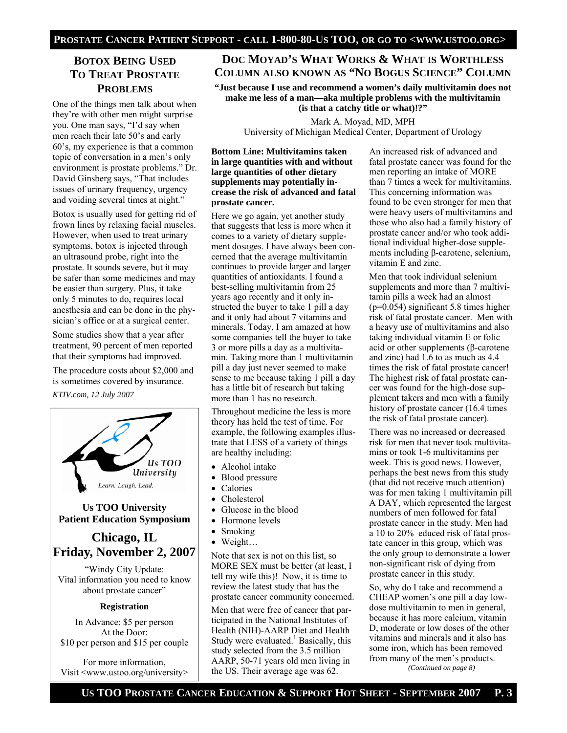## BOTOX BEING USED TO TREAT PROSTATE PROBLEMS

One of the things men talk about when they're with other men might surprise you. One man says, "I'd say when men reach their late 50's and early 60's, my experience is that a common topic of conversation in a men's only environment is prostate problems." Dr. David Ginsberg says, "That includes issues of urinary frequency, urgency and voiding several times at night."

Botox is usually used for getting rid of frown lines by relaxing facial muscles. However, when used to treat urinary symptoms, botox is injected through an ultrasound probe, right into the prostate. It sounds severe, but it may be safer than some medicines and may be easier than surgery. Plus, it take only 5 minutes to do, requires local anesthesia and can be done in the physician's office or at a surgical center.

Some studies show that a year after treatment, 90 percent of men reported that their symptoms had improved.

The procedure costs about $2,000 and is sometimes covered by insurance.

*KTIV.com, 12 July 2007*

Us TOO University

Learn. Laugh. Lead.

### Us TOO University Patient Education Symposium

## Chicago, IL Friday, November 2, 2007

"Windy City Update: Vital information you need to know about prostate cancer"

**Registration**

In Advance: $5 per person
At the Door:
$10 per person and $15 per couple

For more information,
Visit <www.ustoo.org/university>

## DOC MOYAD'S WHAT WORKS & WHAT IS WORTHLESS COLUMN ALSO KNOWN AS "NO BOGUS SCIENCE" COLUMN

**"Just because I use and recommend a women's daily multivitamin does not make me less of a man—aka multiple problems with the multivitamin (is that a catchy title or what)!?"**

Mark A. Moyad, MD, MPH
University of Michigan Medical Center, Department of Urology

**Bottom Line: Multivitamins taken in large quantities with and without large quantities of other dietary supplements may potentially increase the risk of advanced and fatal prostate cancer.**

Here we go again, yet another study that suggests that less is more when it comes to a variety of dietary supplement dosages. I have always been concerned that the average multivitamin continues to provide larger and larger quantities of antioxidants. I found a best-selling multivitamin from 25 years ago recently and it only instructed the buyer to take 1 pill a day and it only had about 7 vitamins and minerals. Today, I am amazed at how some companies tell the buyer to take 3 or more pills a day as a multivitamin. Taking more than 1 multivitamin pill a day just never seemed to make sense to me because taking 1 pill a day has a little bit of research but taking more than 1 has no research.

Throughout medicine the less is more theory has held the test of time. For example, the following examples illustrate that LESS of a variety of things are healthy including:

- Alcohol intake
- Blood pressure
- Calories
- Cholesterol
- Glucose in the blood
- Hormone levels
- Smoking
- Weight…

Note that sex is not on this list, so MORE SEX must be better (at least, I tell my wife this)! Now, it is time to review the latest study that has the prostate cancer community concerned.

Men that were free of cancer that participated in the National Institutes of Health (NIH)-AARP Diet and Health Study were evaluated.[1] Basically, this study selected from the 3.5 million AARP, 50-71 years old men living in the US. Their average age was 62.

An increased risk of advanced and fatal prostate cancer was found for the men reporting an intake of MORE than 7 times a week for multivitamins. This concerning information was found to be even stronger for men that were heavy users of multivitamins and those who also had a family history of prostate cancer and/or who took additional individual higher-dose supplements including β-carotene, selenium, vitamin E and zinc.

Men that took individual selenium supplements and more than 7 multivitamin pills a week had an almost ($p=0.054$) significant 5.8 times higher risk of fatal prostate cancer. Men with a heavy use of multivitamins and also taking individual vitamin E or folic acid or other supplements (β-carotene and zinc) had 1.6 to as much as 4.4 times the risk of fatal prostate cancer! The highest risk of fatal prostate cancer was found for the high-dose supplement takers and men with a family history of prostate cancer (16.4 times the risk of fatal prostate cancer).

There was no increased or decreased risk for men that never took multivitamins or took 1-6 multivitamins per week. This is good news. However, perhaps the best news from this study (that did not receive much attention) was for men taking 1 multivitamin pill A DAY, which represented the largest numbers of men followed for fatal prostate cancer in the study. Men had a 10 to 20% educed risk of fatal prostate cancer in this group, which was the only group to demonstrate a lower non-significant risk of dying from prostate cancer in this study.

So, why do I take and recommend a CHEAP women's one pill a day low-dose multivitamin to men in general, because it has more calcium, vitamin D, moderate or low doses of the other vitamins and minerals and it also has some iron, which has been removed from many of the men's products.

*(Continued on page 8)*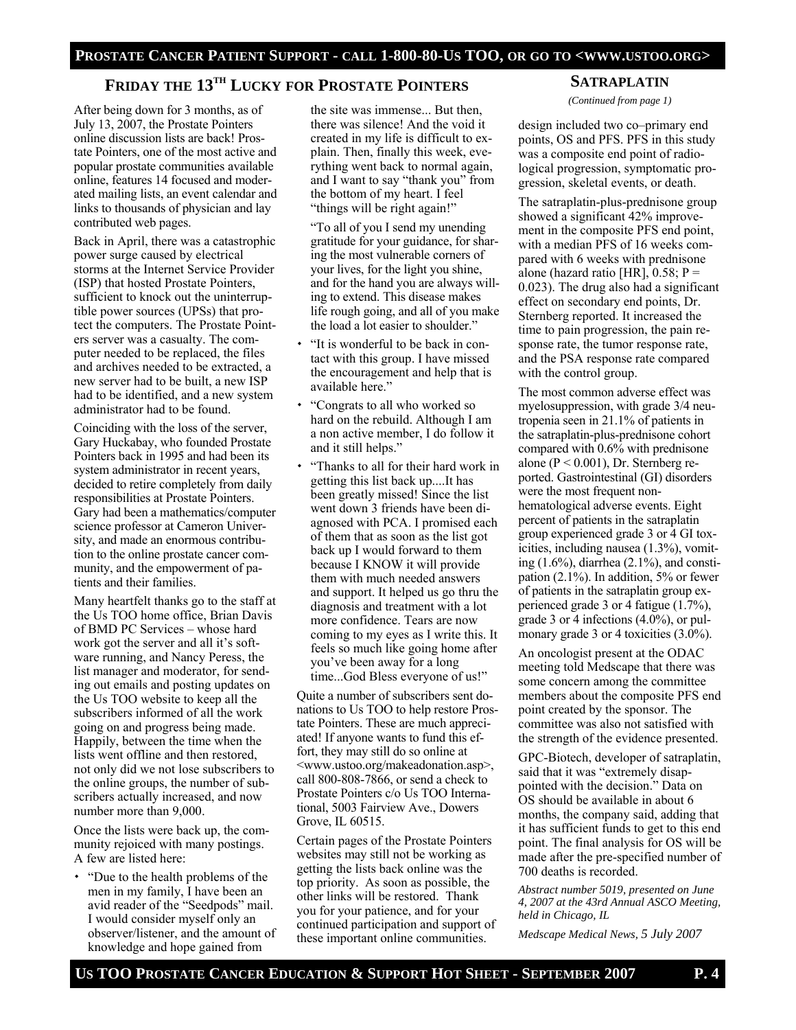## FRIDAY THE 13TH LUCKY FOR PROSTATE POINTERS

After being down for 3 months, as of July 13, 2007, the Prostate Pointers online discussion lists are back! Prostate Pointers, one of the most active and popular prostate communities available online, features 14 focused and moderated mailing lists, an event calendar and links to thousands of physician and lay contributed web pages.

Back in April, there was a catastrophic power surge caused by electrical storms at the Internet Service Provider (ISP) that hosted Prostate Pointers, sufficient to knock out the uninterruptible power sources (UPSs) that protect the computers. The Prostate Pointers server was a casualty. The computer needed to be replaced, the files and archives needed to be extracted, a new server had to be built, a new ISP had to be identified, and a new system administrator had to be found.

Coinciding with the loss of the server, Gary Huckabay, who founded Prostate Pointers back in 1995 and had been its system administrator in recent years, decided to retire completely from daily responsibilities at Prostate Pointers. Gary had been a mathematics/computer science professor at Cameron University, and made an enormous contribution to the online prostate cancer community, and the empowerment of patients and their families.

Many heartfelt thanks go to the staff at the Us TOO home office, Brian Davis of BMD PC Services – whose hard work got the server and all it's software running, and Nancy Peress, the list manager and moderator, for sending out emails and posting updates on the Us TOO website to keep all the subscribers informed of all the work going on and progress being made. Happily, between the time when the lists went offline and then restored, not only did we not lose subscribers to the online groups, the number of subscribers actually increased, and now number more than 9,000.

Once the lists were back up, the community rejoiced with many postings. A few are listed here:

- "Due to the health problems of the men in my family, I have been an avid reader of the "Seedpods" mail. I would consider myself only an observer/listener, and the amount of knowledge and hope gained from the site was immense... But then, there was silence! And the void it created in my life is difficult to explain. Then, finally this week, everything went back to normal again, and I want to say "thank you" from the bottom of my heart. I feel "things will be right again!"

  "To all of you I send my unending gratitude for your guidance, for sharing the most vulnerable corners of your lives, for the light you shine, and for the hand you are always willing to extend. This disease makes life rough going, and all of you make the load a lot easier to shoulder."
- "It is wonderful to be back in contact with this group. I have missed the encouragement and help that is available here."
- "Congrats to all who worked so hard on the rebuild. Although I am a non active member, I do follow it and it still helps."
- "Thanks to all for their hard work in getting this list back up....It has been greatly missed! Since the list went down 3 friends have been diagnosed with PCA. I promised each of them that as soon as the list got back up I would forward to them because I KNOW it will provide them with much needed answers and support. It helped us go thru the diagnosis and treatment with a lot more confidence. Tears are now coming to my eyes as I write this. It feels so much like going home after you've been away for a long time...God Bless everyone of us!"

Quite a number of subscribers sent donations to Us TOO to help restore Prostate Pointers. These are much appreciated! If anyone wants to fund this effort, they may still do so online at <www.ustoo.org/makeadonation.asp>, call 800-808-7866, or send a check to Prostate Pointers c/o Us TOO International, 5003 Fairview Ave., Dowers Grove, IL 60515.

Certain pages of the Prostate Pointers websites may still not be working as getting the lists back online was the top priority. As soon as possible, the other links will be restored. Thank you for your patience, and for your continued participation and support of these important online communities.

## SATRAPLATIN

*(Continued from page 1)*

design included two co–primary end points, OS and PFS. PFS in this study was a composite end point of radiological progression, symptomatic progression, skeletal events, or death.

The satraplatin-plus-prednisone group showed a significant 42% improvement in the composite PFS end point, with a median PFS of 16 weeks compared with 6 weeks with prednisone alone (hazard ratio [HR], 0.58; $P = 0.023$). The drug also had a significant effect on secondary end points, Dr. Sternberg reported. It increased the time to pain progression, the pain response rate, the tumor response rate, and the PSA response rate compared with the control group.

The most common adverse effect was myelosuppression, with grade 3/4 neutropenia seen in 21.1% of patients in the satraplatin-plus-prednisone cohort compared with 0.6% with prednisone alone ($P < 0.001$), Dr. Sternberg reported. Gastrointestinal (GI) disorders were the most frequent nonhematological adverse events. Eight percent of patients in the satraplatin group experienced grade 3 or 4 GI toxicities, including nausea (1.3%), vomiting (1.6%), diarrhea (2.1%), and constipation (2.1%). In addition, 5% or fewer of patients in the satraplatin group experienced grade 3 or 4 fatigue (1.7%), grade 3 or 4 infections (4.0%), or pulmonary grade 3 or 4 toxicities (3.0%).

An oncologist present at the ODAC meeting told Medscape that there was some concern among the committee members about the composite PFS end point created by the sponsor. The committee was also not satisfied with the strength of the evidence presented.

GPC-Biotech, developer of satraplatin, said that it was "extremely disappointed with the decision." Data on OS should be available in about 6 months, the company said, adding that it has sufficient funds to get to this end point. The final analysis for OS will be made after the pre-specified number of 700 deaths is recorded.

*Abstract number 5019, presented on June 4, 2007 at the 43rd Annual ASCO Meeting, held in Chicago, IL*

*Medscape Medical News, 5 July 2007*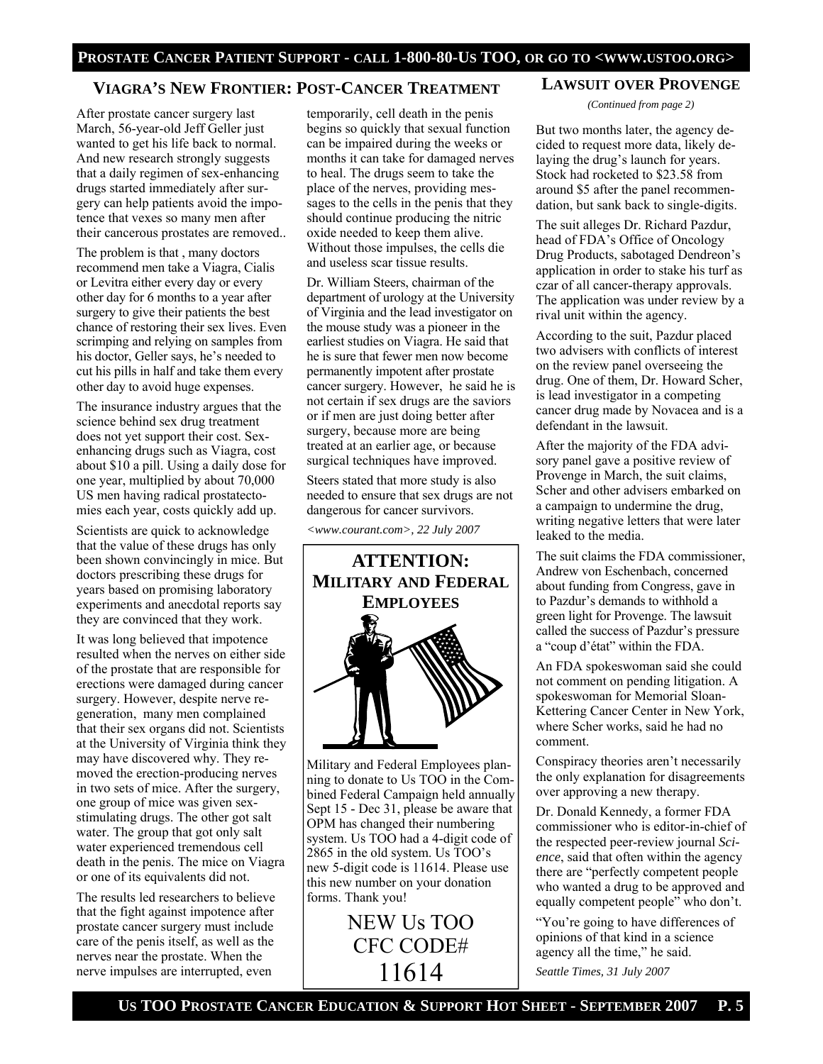## VIAGRA'S NEW FRONTIER: POST-CANCER TREATMENT

After prostate cancer surgery last March, 56-year-old Jeff Geller just wanted to get his life back to normal. And new research strongly suggests that a daily regimen of sex-enhancing drugs started immediately after surgery can help patients avoid the impotence that vexes so many men after their cancerous prostates are removed..

The problem is that , many doctors recommend men take a Viagra, Cialis or Levitra either every day or every other day for 6 months to a year after surgery to give their patients the best chance of restoring their sex lives. Even scrimping and relying on samples from his doctor, Geller says, he's needed to cut his pills in half and take them every other day to avoid huge expenses.

The insurance industry argues that the science behind sex drug treatment does not yet support their cost. Sex-enhancing drugs such as Viagra, cost about $10 a pill. Using a daily dose for one year, multiplied by about 70,000 US men having radical prostatectomies each year, costs quickly add up.

Scientists are quick to acknowledge that the value of these drugs has only been shown convincingly in mice. But doctors prescribing these drugs for years based on promising laboratory experiments and anecdotal reports say they are convinced that they work.

It was long believed that impotence resulted when the nerves on either side of the prostate that are responsible for erections were damaged during cancer surgery. However, despite nerve regeneration, many men complained that their sex organs did not. Scientists at the University of Virginia think they may have discovered why. They removed the erection-producing nerves in two sets of mice. After the surgery, one group of mice was given sex-stimulating drugs. The other got salt water. The group that got only salt water experienced tremendous cell death in the penis. The mice on Viagra or one of its equivalents did not.

The results led researchers to believe that the fight against impotence after prostate cancer surgery must include care of the penis itself, as well as the nerves near the prostate. When the nerve impulses are interrupted, even temporarily, cell death in the penis begins so quickly that sexual function can be impaired during the weeks or months it can take for damaged nerves to heal. The drugs seem to take the place of the nerves, providing messages to the cells in the penis that they should continue producing the nitric oxide needed to keep them alive. Without those impulses, the cells die and useless scar tissue results.

Dr. William Steers, chairman of the department of urology at the University of Virginia and the lead investigator on the mouse study was a pioneer in the earliest studies on Viagra. He said that he is sure that fewer men now become permanently impotent after prostate cancer surgery. However, he said he is not certain if sex drugs are the saviors or if men are just doing better after surgery, because more are being treated at an earlier age, or because surgical techniques have improved.

Steers stated that more study is also needed to ensure that sex drugs are not dangerous for cancer survivors.

*<www.courant.com>, 22 July 2007*

### ATTENTION: MILITARY AND FEDERAL EMPLOYEES

Military and Federal Employees planning to donate to Us TOO in the Combined Federal Campaign held annually Sept 15 - Dec 31, please be aware that OPM has changed their numbering system. Us TOO had a 4-digit code of 2865 in the old system. Us TOO's new 5-digit code is 11614. Please use this new number on your donation forms. Thank you!

NEW Us TOO
CFC CODE#
11614

## LAWSUIT OVER PROVENGE

*(Continued from page 2)*

But two months later, the agency decided to request more data, likely delaying the drug's launch for years. Stock had rocketed to $23.58 from around $5 after the panel recommendation, but sank back to single-digits.

The suit alleges Dr. Richard Pazdur, head of FDA's Office of Oncology Drug Products, sabotaged Dendreon's application in order to stake his turf as czar of all cancer-therapy approvals. The application was under review by a rival unit within the agency.

According to the suit, Pazdur placed two advisers with conflicts of interest on the review panel overseeing the drug. One of them, Dr. Howard Scher, is lead investigator in a competing cancer drug made by Novacea and is a defendant in the lawsuit.

After the majority of the FDA advisory panel gave a positive review of Provenge in March, the suit claims, Scher and other advisers embarked on a campaign to undermine the drug, writing negative letters that were later leaked to the media.

The suit claims the FDA commissioner, Andrew von Eschenbach, concerned about funding from Congress, gave in to Pazdur's demands to withhold a green light for Provenge. The lawsuit called the success of Pazdur's pressure a "coup d'état" within the FDA.

An FDA spokeswoman said she could not comment on pending litigation. A spokeswoman for Memorial Sloan-Kettering Cancer Center in New York, where Scher works, said he had no comment.

Conspiracy theories aren't necessarily the only explanation for disagreements over approving a new therapy.

Dr. Donald Kennedy, a former FDA commissioner who is editor-in-chief of the respected peer-review journal *Science*, said that often within the agency there are "perfectly competent people who wanted a drug to be approved and equally competent people" who don't.

"You're going to have differences of opinions of that kind in a science agency all the time," he said.

*Seattle Times, 31 July 2007*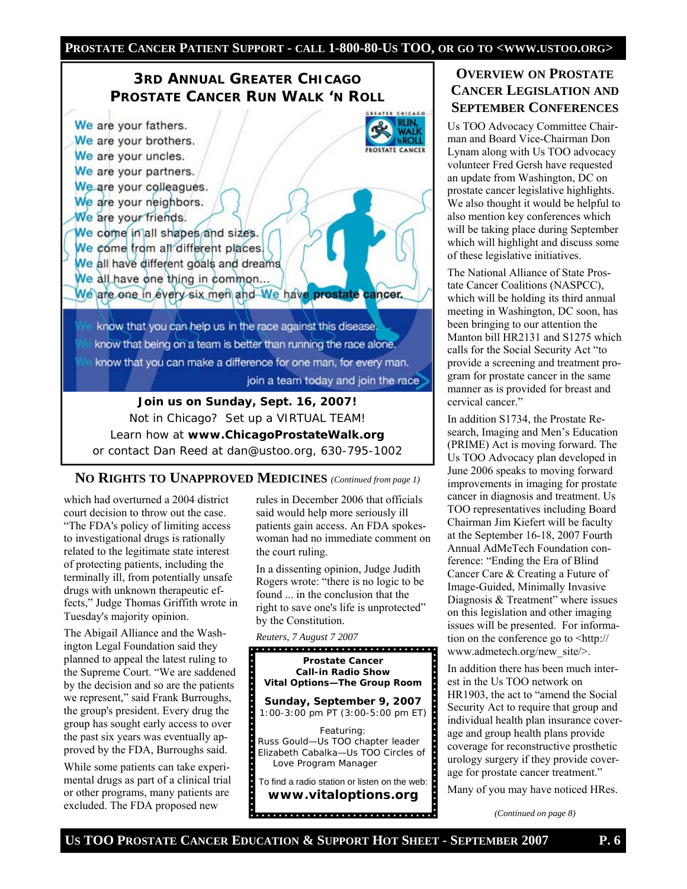## 3rd Annual Greater Chicago Prostate Cancer Run Walk 'n Roll

GREATER CHICAGO RUN, WALK 'n ROLL PROSTATE CANCER

We are your fathers.
We are your brothers.
We are your uncles.
We are your partners.
We are your colleagues.
We are your neighbors.
We are your friends.
We come in all shapes and sizes.
We come from all different places.
We all have different goals and dreams.
We all have one thing in common...
We are one in every six men and We have **prostate cancer.**

We know that you can help us in the race against this disease.
We know that being on a team is better than running the race alone.
We know that you can make a difference for one man, for every man.
join a team today and join the race

**Join us on Sunday, Sept. 16, 2007!**
Not in Chicago? Set up a VIRTUAL TEAM!
Learn how at **www.ChicagoProstateWalk.org**
or contact Dan Reed at dan@ustoo.org, 630-795-1002

## No Rights to Unapproved Medicines *(Continued from page 1)*

which had overturned a 2004 district court decision to throw out the case. "The FDA's policy of limiting access to investigational drugs is rationally related to the legitimate state interest of protecting patients, including the terminally ill, from potentially unsafe drugs with unknown therapeutic effects," Judge Thomas Griffith wrote in Tuesday's majority opinion.

The Abigail Alliance and the Washington Legal Foundation said they planned to appeal the latest ruling to the Supreme Court. "We are saddened by the decision and so are the patients we represent," said Frank Burroughs, the group's president. Every drug the group has sought early access to over the past six years was eventually approved by the FDA, Burroughs said.

While some patients can take experimental drugs as part of a clinical trial or other programs, many patients are excluded. The FDA proposed new rules in December 2006 that officials said would help more seriously ill patients gain access. An FDA spokeswoman had no immediate comment on the court ruling.

In a dissenting opinion, Judge Judith Rogers wrote: "there is no logic to be found ... in the conclusion that the right to save one's life is unprotected" by the Constitution.

*Reuters, 7 August 7 2007*

**Prostate Cancer Call-in Radio Show**
**Vital Options—The Group Room**

**Sunday, September 9, 2007**
1:00-3:00 pm PT (3:00-5:00 pm ET)

Featuring:
Russ Gould—Us TOO chapter leader
Elizabeth Cabalka—Us TOO Circles of Love Program Manager

To find a radio station or listen on the web:
**www.vitaloptions.org**

## Overview on Prostate Cancer Legislation and September Conferences

Us TOO Advocacy Committee Chairman and Board Vice-Chairman Don Lynam along with Us TOO advocacy volunteer Fred Gersh have requested an update from Washington, DC on prostate cancer legislative highlights. We also thought it would be helpful to also mention key conferences which will be taking place during September which will highlight and discuss some of these legislative initiatives.

The National Alliance of State Prostate Cancer Coalitions (NASPCC), which will be holding its third annual meeting in Washington, DC soon, has been bringing to our attention the Manton bill HR2131 and S1275 which calls for the Social Security Act "to provide a screening and treatment program for prostate cancer in the same manner as is provided for breast and cervical cancer."

In addition S1734, the Prostate Research, Imaging and Men's Education (PRIME) Act is moving forward. The Us TOO Advocacy plan developed in June 2006 speaks to moving forward improvements in imaging for prostate cancer in diagnosis and treatment. Us TOO representatives including Board Chairman Jim Kiefert will be faculty at the September 16-18, 2007 Fourth Annual AdMeTech Foundation conference: "Ending the Era of Blind Cancer Care & Creating a Future of Image-Guided, Minimally Invasive Diagnosis & Treatment" where issues on this legislation and other imaging issues will be presented. For information on the conference go to <http://www.admetech.org/new_site/>.

In addition there has been much interest in the Us TOO network on HR1903, the act to "amend the Social Security Act to require that group and individual health plan insurance coverage and group health plans provide coverage for reconstructive prosthetic urology surgery if they provide coverage for prostate cancer treatment."

Many of you may have noticed HRes.

*(Continued on page 8)*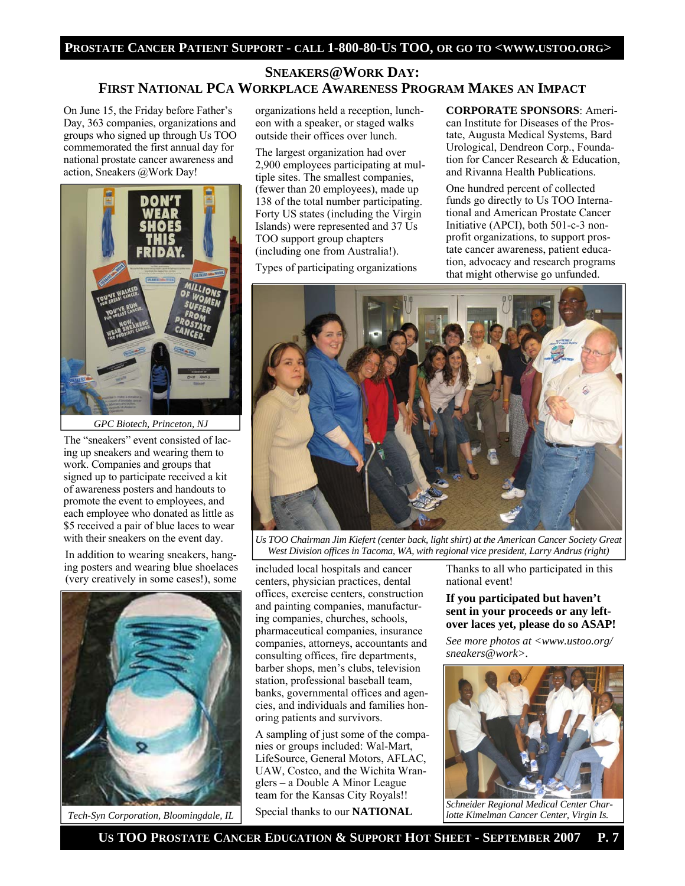## SNEAKERS@WORK DAY: FIRST NATIONAL PCA WORKPLACE AWARENESS PROGRAM MAKES AN IMPACT

On June 15, the Friday before Father's Day, 363 companies, organizations and groups who signed up through Us TOO commemorated the first annual day for national prostate cancer awareness and action, Sneakers @Work Day!

*GPC Biotech, Princeton, NJ*

The "sneakers" event consisted of lacing up sneakers and wearing them to work. Companies and groups that signed up to participate received a kit of awareness posters and handouts to promote the event to employees, and each employee who donated as little as $5 received a pair of blue laces to wear with their sneakers on the event day.

In addition to wearing sneakers, hanging posters and wearing blue shoelaces (very creatively in some cases!), some organizations held a reception, luncheon with a speaker, or staged walks outside their offices over lunch.

*Tech-Syn Corporation, Bloomingdale, IL*

The largest organization had over 2,900 employees participating at multiple sites. The smallest companies, (fewer than 20 employees), made up 138 of the total number participating. Forty US states (including the Virgin Islands) were represented and 37 Us TOO support group chapters (including one from Australia!).

Types of participating organizations included local hospitals and cancer centers, physician practices, dental offices, exercise centers, construction and painting companies, manufacturing companies, churches, schools, pharmaceutical companies, insurance companies, attorneys, accountants and consulting offices, fire departments, barber shops, men's clubs, television station, professional baseball team, banks, governmental offices and agencies, and individuals and families honoring patients and survivors.

A sampling of just some of the companies or groups included: Wal-Mart, LifeSource, General Motors, AFLAC, UAW, Costco, and the Wichita Wranglers – a Double A Minor League team for the Kansas City Royals!!

Special thanks to our **NATIONAL CORPORATE SPONSORS**: American Institute for Diseases of the Prostate, Augusta Medical Systems, Bard Urological, Dendreon Corp., Foundation for Cancer Research & Education, and Rivanna Health Publications.

One hundred percent of collected funds go directly to Us TOO International and American Prostate Cancer Initiative (APCI), both 501-c-3 non-profit organizations, to support prostate cancer awareness, patient education, advocacy and research programs that might otherwise go unfunded.

*Us TOO Chairman Jim Kiefert (center back, light shirt) at the American Cancer Society Great West Division offices in Tacoma, WA, with regional vice president, Larry Andrus (right)*

Thanks to all who participated in this national event!

**If you participated but haven't sent in your proceeds or any left-over laces yet, please do so ASAP!**

*See more photos at <www.ustoo.org/sneakers@work>.*

*Schneider Regional Medical Center Charlotte Kimelman Cancer Center, Virgin Is.*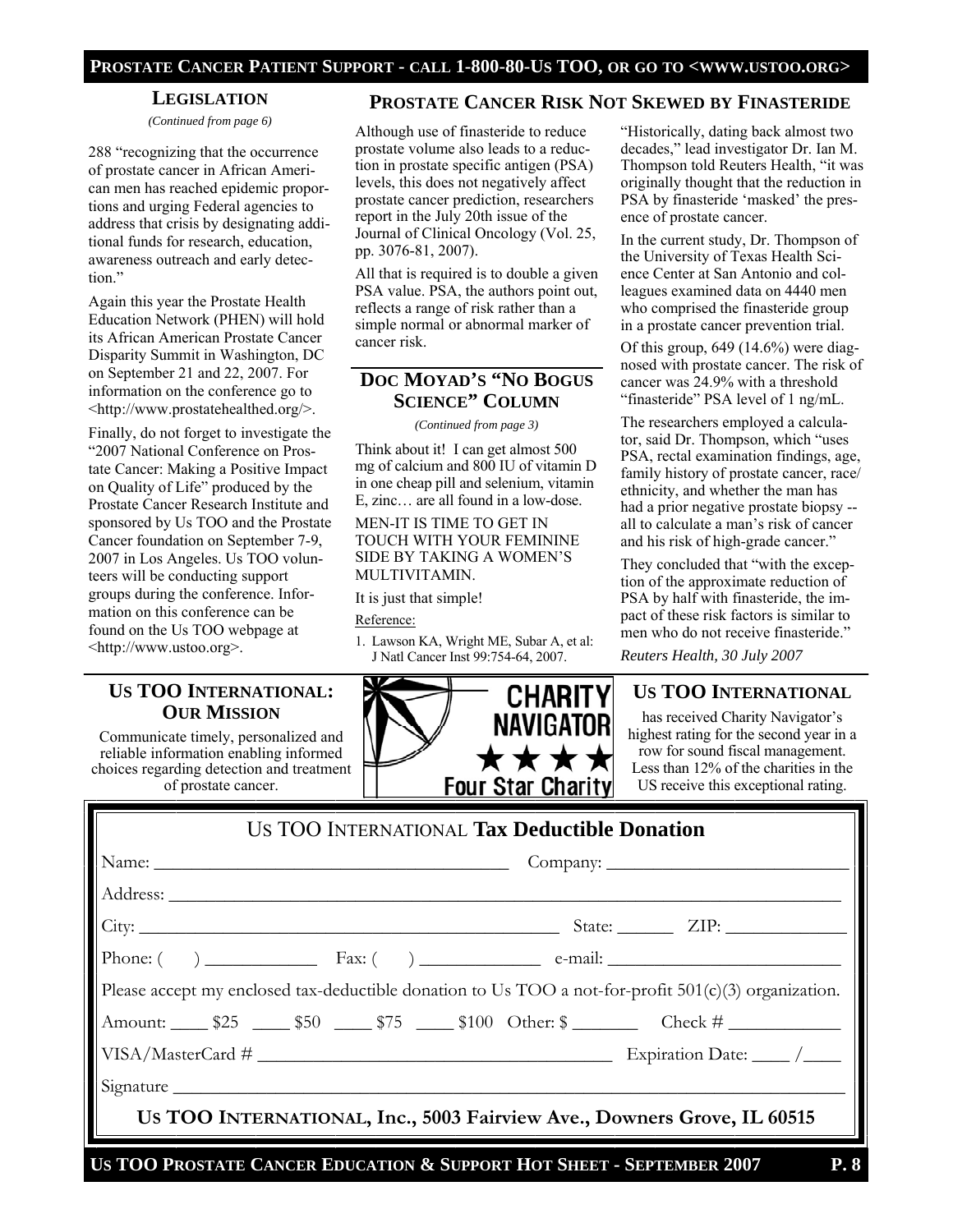## LEGISLATION

*(Continued from page 6)*

288 "recognizing that the occurrence of prostate cancer in African American men has reached epidemic proportions and urging Federal agencies to address that crisis by designating additional funds for research, education, awareness outreach and early detection."

Again this year the Prostate Health Education Network (PHEN) will hold its African American Prostate Cancer Disparity Summit in Washington, DC on September 21 and 22, 2007. For information on the conference go to <http://www.prostatehealthed.org/>.

Finally, do not forget to investigate the "2007 National Conference on Prostate Cancer: Making a Positive Impact on Quality of Life" produced by the Prostate Cancer Research Institute and sponsored by Us TOO and the Prostate Cancer foundation on September 7-9, 2007 in Los Angeles. Us TOO volunteers will be conducting support groups during the conference. Information on this conference can be found on the Us TOO webpage at <http://www.ustoo.org>.

## PROSTATE CANCER RISK NOT SKEWED BY FINASTERIDE

Although use of finasteride to reduce prostate volume also leads to a reduction in prostate specific antigen (PSA) levels, this does not negatively affect prostate cancer prediction, researchers report in the July 20th issue of the Journal of Clinical Oncology (Vol. 25, pp. 3076-81, 2007).

All that is required is to double a given PSA value. PSA, the authors point out, reflects a range of risk rather than a simple normal or abnormal marker of cancer risk.

"Historically, dating back almost two decades," lead investigator Dr. Ian M. Thompson told Reuters Health, "it was originally thought that the reduction in PSA by finasteride 'masked' the presence of prostate cancer.

In the current study, Dr. Thompson of the University of Texas Health Science Center at San Antonio and colleagues examined data on 4440 men who comprised the finasteride group in a prostate cancer prevention trial.

Of this group, 649 (14.6%) were diagnosed with prostate cancer. The risk of cancer was 24.9% with a threshold "finasteride" PSA level of 1 ng/mL.

The researchers employed a calculator, said Dr. Thompson, which "uses PSA, rectal examination findings, age, family history of prostate cancer, race/ethnicity, and whether the man has had a prior negative prostate biopsy -- all to calculate a man's risk of cancer and his risk of high-grade cancer."

They concluded that "with the exception of the approximate reduction of PSA by half with finasteride, the impact of these risk factors is similar to men who do not receive finasteride."

*Reuters Health, 30 July 2007*

## DOC MOYAD'S "NO BOGUS SCIENCE" COLUMN

*(Continued from page 3)*

Think about it! I can get almost 500 mg of calcium and 800 IU of vitamin D in one cheap pill and selenium, vitamin E, zinc… are all found in a low-dose.

MEN-IT IS TIME TO GET IN TOUCH WITH YOUR FEMININE SIDE BY TAKING A WOMEN'S MULTIVITAMIN.

It is just that simple!

Reference:

1. Lawson KA, Wright ME, Subar A, et al: J Natl Cancer Inst 99:754-64, 2007.

## US TOO INTERNATIONAL: OUR MISSION

Communicate timely, personalized and reliable information enabling informed choices regarding detection and treatment of prostate cancer.

CHARITY NAVIGATOR ★★★★ Four Star Charity

## US TOO INTERNATIONAL

has received Charity Navigator's highest rating for the second year in a row for sound fiscal management. Less than 12% of the charities in the US receive this exceptional rating.

## US TOO INTERNATIONAL **Tax Deductible Donation**

Name: ______________________ Company: ______________________

Address: ____________________________________________

City: ______________________ State: ______ ZIP: ____________

Phone: ( ) ____________ Fax: ( ) ____________ e-mail: ______________________

Please accept my enclosed tax-deductible donation to Us TOO a not-for-profit 501(c)(3) organization.

Amount: ____ $25 ____ $50 ____ $75 ____ $100 Other: $ _______ Check # ____________

VISA/MasterCard # ______________________________ Expiration Date: ____ /____

Signature ____________________________________________

**US TOO INTERNATIONAL, Inc., 5003 Fairview Ave., Downers Grove, IL 60515**